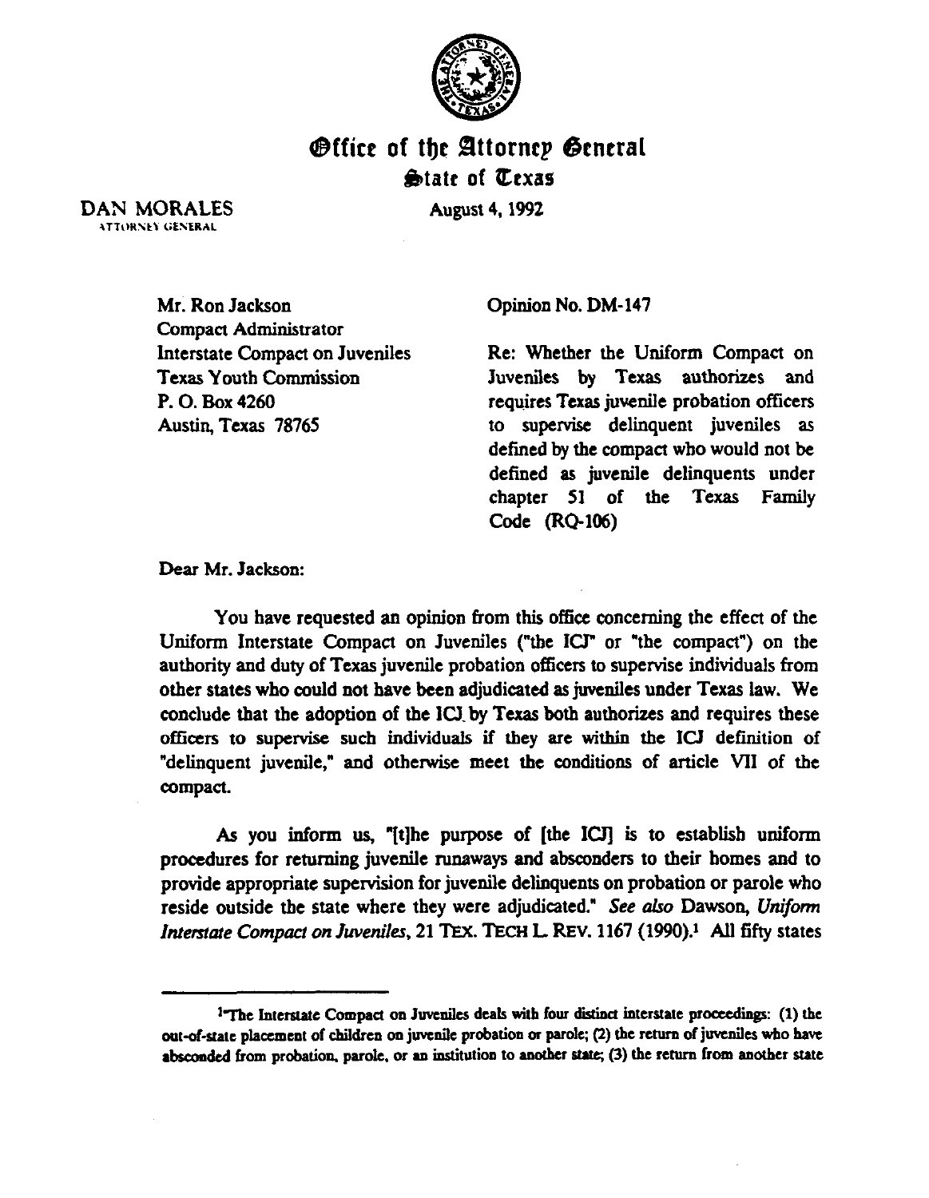# Office of the Attorney General
## State of Texas

DAN MORALES
ATTORNEY GENERAL

August 4, 1992

Mr. Ron Jackson
Compact Administrator
Interstate Compact on Juveniles
Texas Youth Commission
P. O. Box 4260
Austin, Texas 78765

Opinion No. DM-147

Re: Whether the Uniform Compact on Juveniles by Texas authorizes and requires Texas juvenile probation officers to supervise delinquent juveniles as defined by the compact who would not be defined as juvenile delinquents under chapter 51 of the Texas Family Code (RQ-106)

Dear Mr. Jackson:

You have requested an opinion from this office concerning the effect of the Uniform Interstate Compact on Juveniles ("the ICJ" or "the compact") on the authority and duty of Texas juvenile probation officers to supervise individuals from other states who could not have been adjudicated as juveniles under Texas law. We conclude that the adoption of the ICJ by Texas both authorizes and requires these officers to supervise such individuals if they are within the ICJ definition of "delinquent juvenile," and otherwise meet the conditions of article VII of the compact.

As you inform us, "[t]he purpose of [the ICJ] is to establish uniform procedures for returning juvenile runaways and absconders to their homes and to provide appropriate supervision for juvenile delinquents on probation or parole who reside outside the state where they were adjudicated." *See also* Dawson, *Uniform Interstate Compact on Juveniles*, 21 TEX. TECH L. REV. 1167 (1990).[1] All fifty states

---

[1] "The Interstate Compact on Juveniles deals with four distinct interstate proceedings: (1) the out-of-state placement of children on juvenile probation or parole; (2) the return of juveniles who have absconded from probation, parole, or an institution to another state; (3) the return from another state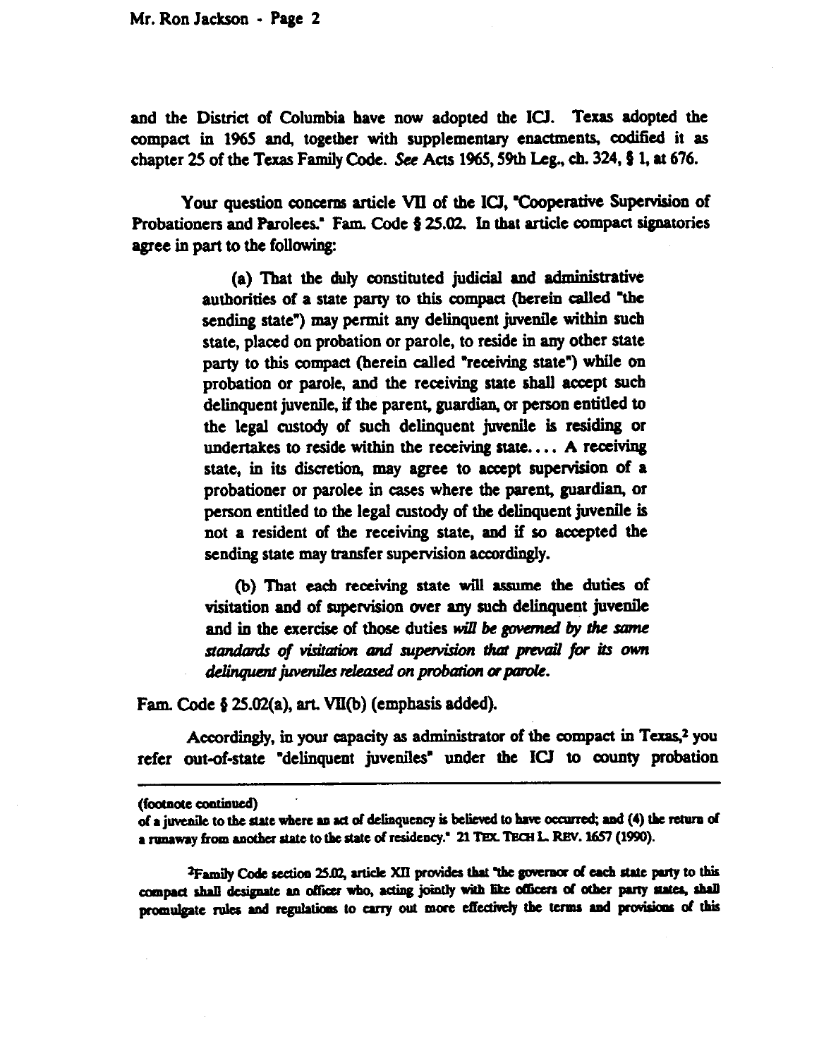and the District of Columbia have now adopted the ICJ. Texas adopted the compact in 1965 and, together with supplementary enactments, codified it as chapter 25 of the Texas Family Code. *See* Acts 1965, 59th Leg., ch. 324, § 1, at 676.

Your question concerns article VII of the ICJ, "Cooperative Supervision of Probationers and Parolees." Fam. Code § 25.02. In that article compact signatories agree in part to the following:

> (a) That the duly constituted judicial and administrative authorities of a state party to this compact (herein called "the sending state") may permit any delinquent juvenile within such state, placed on probation or parole, to reside in any other state party to this compact (herein called "receiving state") while on probation or parole, and the receiving state shall accept such delinquent juvenile, if the parent, guardian, or person entitled to the legal custody of such delinquent juvenile is residing or undertakes to reside within the receiving state. . . . A receiving state, in its discretion, may agree to accept supervision of a probationer or parolee in cases where the parent, guardian, or person entitled to the legal custody of the delinquent juvenile is not a resident of the receiving state, and if so accepted the sending state may transfer supervision accordingly.
>
> (b) That each receiving state will assume the duties of visitation and of supervision over any such delinquent juvenile and in the exercise of those duties *will be governed by the same standards of visitation and supervision that prevail for its own delinquent juveniles released on probation or parole.*

Fam. Code § 25.02(a), art. VII(b) (emphasis added).

Accordingly, in your capacity as administrator of the compact in Texas,[2] you refer out-of-state "delinquent juveniles" under the ICJ to county probation

---

(footnote continued)
of a juvenile to the state where an act of delinquency is believed to have occurred; and (4) the return of a runaway from another state to the state of residency." 21 TEX. TECH L. REV. 1657 (1990).

[2]Family Code section 25.02, article XII provides that "the governor of each state party to this compact shall designate an officer who, acting jointly with like officers of other party states, shall promulgate rules and regulations to carry out more effectively the terms and provisions of this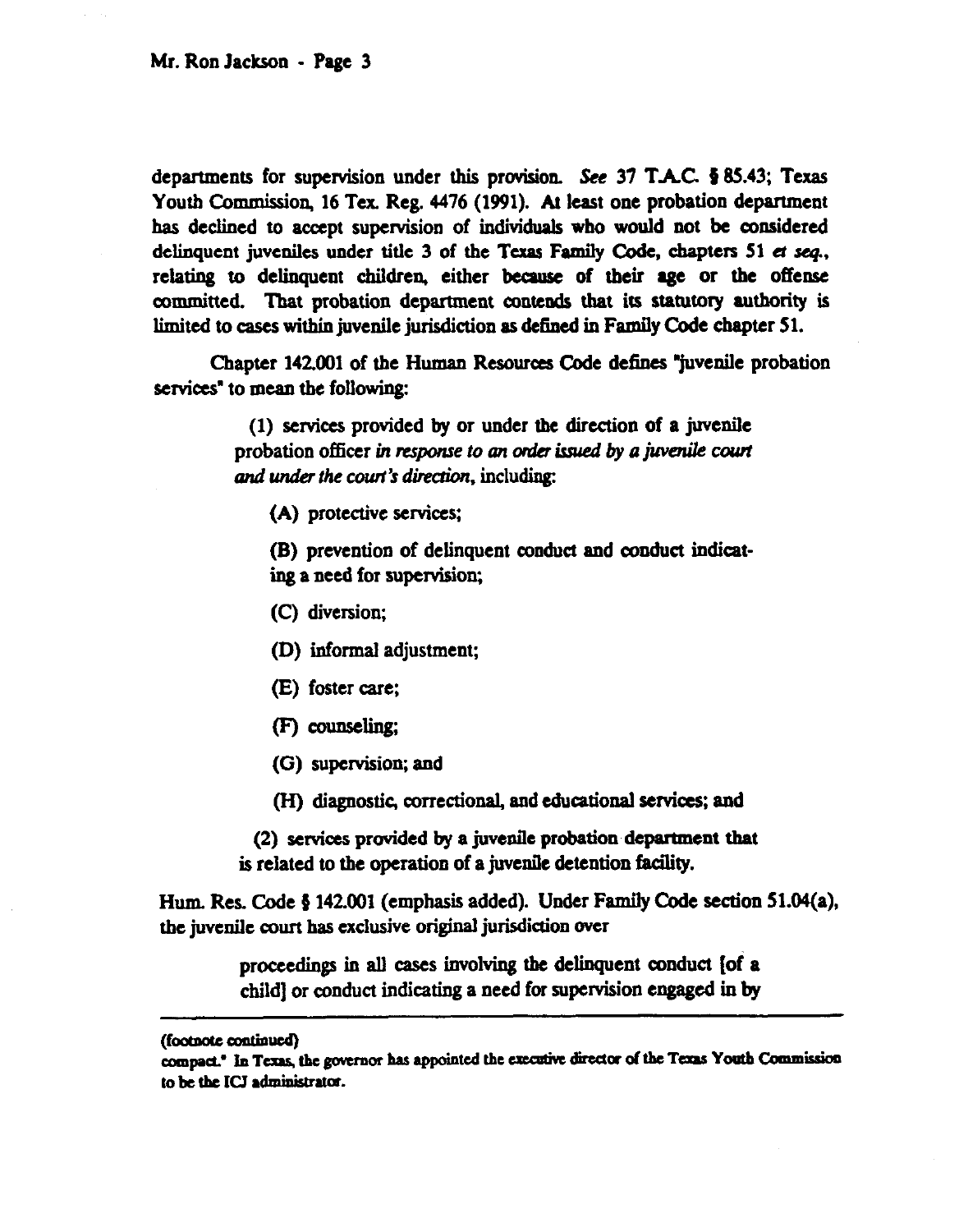departments for supervision under this provision. *See* 37 T.A.C. § 85.43; Texas Youth Commission, 16 Tex. Reg. 4476 (1991). At least one probation department has declined to accept supervision of individuals who would not be considered delinquent juveniles under title 3 of the Texas Family Code, chapters 51 *et seq.*, relating to delinquent children, either because of their age or the offense committed. That probation department contends that its statutory authority is limited to cases within juvenile jurisdiction as defined in Family Code chapter 51.

Chapter 142.001 of the Human Resources Code defines "juvenile probation services" to mean the following:

> (1) services provided by or under the direction of a juvenile probation officer *in response to an order issued by a juvenile court and under the court's direction*, including:
>
> (A) protective services;
>
> (B) prevention of delinquent conduct and conduct indicating a need for supervision;
>
> (C) diversion;
>
> (D) informal adjustment;
>
> (E) foster care;
>
> (F) counseling;
>
> (G) supervision; and
>
> (H) diagnostic, correctional, and educational services; and
>
> (2) services provided by a juvenile probation department that is related to the operation of a juvenile detention facility.

Hum. Res. Code § 142.001 (emphasis added). Under Family Code section 51.04(a), the juvenile court has exclusive original jurisdiction over

> proceedings in all cases involving the delinquent conduct [of a child] or conduct indicating a need for supervision engaged in by

---

(footnote continued)

compact." In Texas, the governor has appointed the executive director of the Texas Youth Commission to be the ICJ administrator.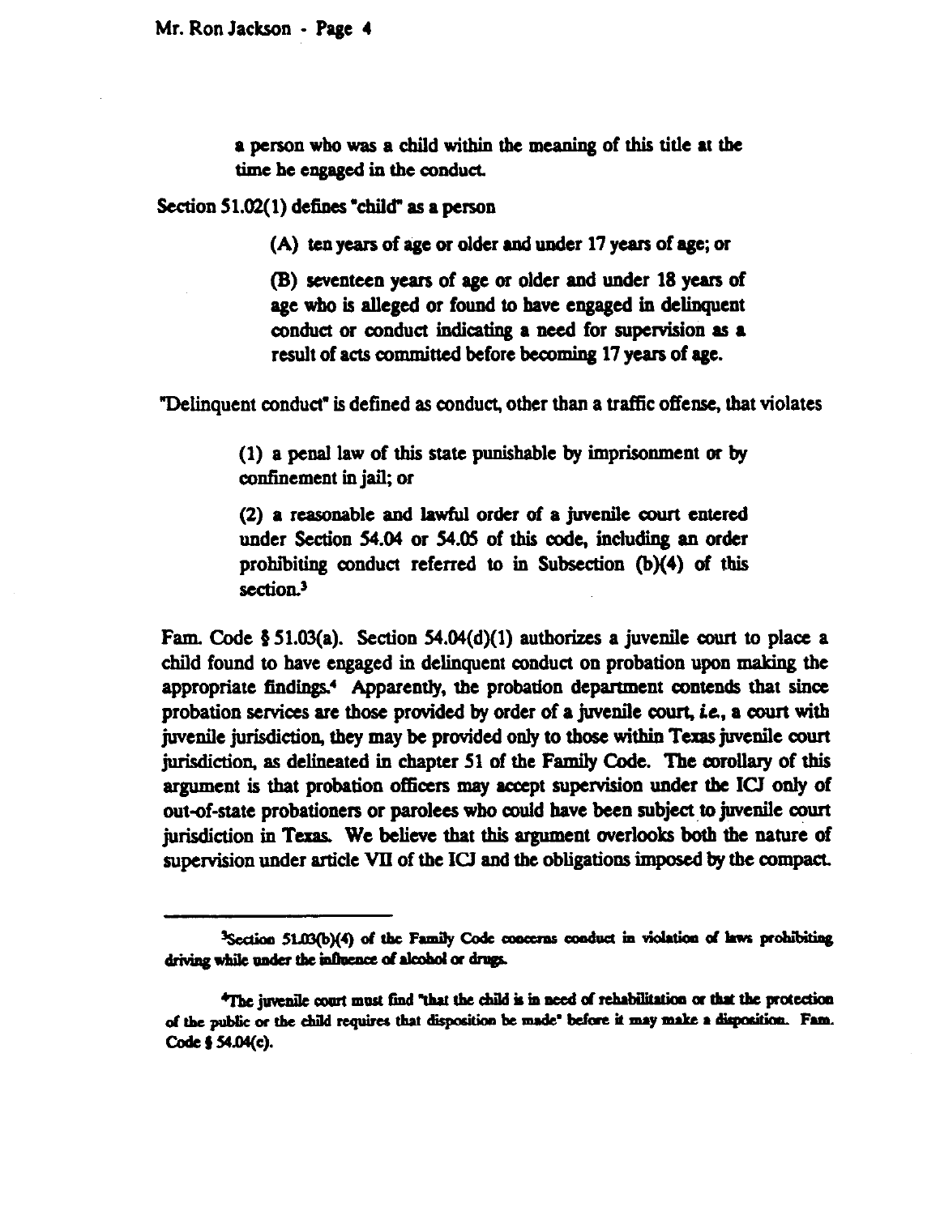> a person who was a child within the meaning of this title at the time he engaged in the conduct.

Section 51.02(1) defines "child" as a person

> (A) ten years of age or older and under 17 years of age; or
>
> (B) seventeen years of age or older and under 18 years of age who is alleged or found to have engaged in delinquent conduct or conduct indicating a need for supervision as a result of acts committed before becoming 17 years of age.

"Delinquent conduct" is defined as conduct, other than a traffic offense, that violates

> (1) a penal law of this state punishable by imprisonment or by confinement in jail; or
>
> (2) a reasonable and lawful order of a juvenile court entered under Section 54.04 or 54.05 of this code, including an order prohibiting conduct referred to in Subsection (b)(4) of this section.[3]

Fam. Code § 51.03(a). Section 54.04(d)(1) authorizes a juvenile court to place a child found to have engaged in delinquent conduct on probation upon making the appropriate findings.[4] Apparently, the probation department contends that since probation services are those provided by order of a juvenile court, *i.e.*, a court with juvenile jurisdiction, they may be provided only to those within Texas juvenile court jurisdiction, as delineated in chapter 51 of the Family Code. The corollary of this argument is that probation officers may accept supervision under the ICJ only of out-of-state probationers or parolees who could have been subject to juvenile court jurisdiction in Texas. We believe that this argument overlooks both the nature of supervision under article VII of the ICJ and the obligations imposed by the compact.

---

[3] Section 51.03(b)(4) of the Family Code concerns conduct in violation of laws prohibiting driving while under the influence of alcohol or drugs.

[4] The juvenile court must find "that the child is in need of rehabilitation or that the protection of the public or the child requires that disposition be made" before it may make a disposition. Fam. Code § 54.04(c).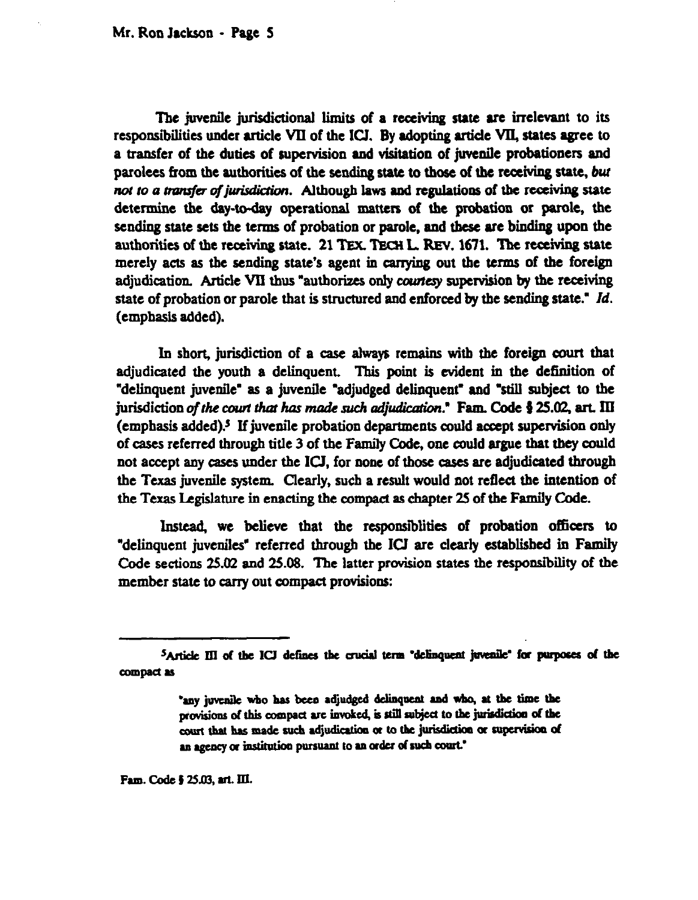The juvenile jurisdictional limits of a receiving state are irrelevant to its responsibilities under article VII of the ICJ. By adopting article VII, states agree to a transfer of the duties of supervision and visitation of juvenile probationers and parolees from the authorities of the sending state to those of the receiving state, *but not to a transfer of jurisdiction.* Although laws and regulations of the receiving state determine the day-to-day operational matters of the probation or parole, the sending state sets the terms of probation or parole, and these are binding upon the authorities of the receiving state. 21 TEX. TECH L. REV. 1671. The receiving state merely acts as the sending state's agent in carrying out the terms of the foreign adjudication. Article VII thus "authorizes only *courtesy* supervision by the receiving state of probation or parole that is structured and enforced by the sending state." *Id.* (emphasis added).

In short, jurisdiction of a case always remains with the foreign court that adjudicated the youth a delinquent. This point is evident in the definition of "delinquent juvenile" as a juvenile "adjudged delinquent" and "still subject to the jurisdiction *of the court that has made such adjudication.*" Fam. Code § 25.02, art. III (emphasis added).[5] If juvenile probation departments could accept supervision only of cases referred through title 3 of the Family Code, one could argue that they could not accept any cases under the ICJ, for none of those cases are adjudicated through the Texas juvenile system. Clearly, such a result would not reflect the intention of the Texas Legislature in enacting the compact as chapter 25 of the Family Code.

Instead, we believe that the responsiblities of probation officers to "delinquent juveniles" referred through the ICJ are clearly established in Family Code sections 25.02 and 25.08. The latter provision states the responsibility of the member state to carry out compact provisions:

---

[5] Article III of the ICJ defines the crucial term "delinquent juvenile" for purposes of the compact as

> "any juvenile who has been adjudged delinquent and who, at the time the provisions of this compact are invoked, is still subject to the jurisdiction of the court that has made such adjudication or to the jurisdiction or supervision of an agency or institution pursuant to an order of such court."

Fam. Code § 25.03, art. III.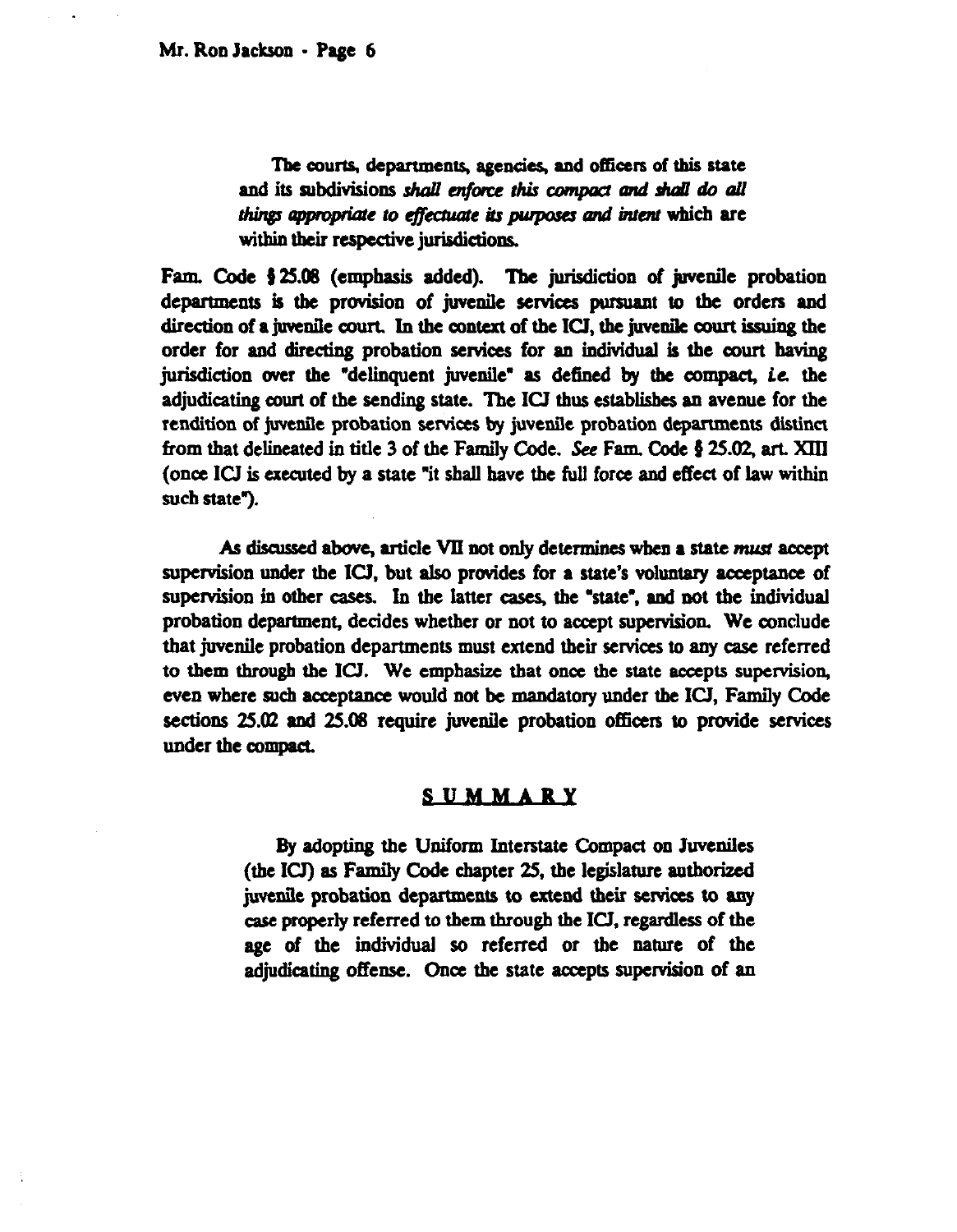> The courts, departments, agencies, and officers of this state and its subdivisions *shall enforce this compact and shall do all things appropriate to effectuate its purposes and intent* which are within their respective jurisdictions.

Fam. Code § 25.08 (emphasis added). The jurisdiction of juvenile probation departments is the provision of juvenile services pursuant to the orders and direction of a juvenile court. In the context of the ICJ, the juvenile court issuing the order for and directing probation services for an individual is the court having jurisdiction over the "delinquent juvenile" as defined by the compact, *i.e.* the adjudicating court of the sending state. The ICJ thus establishes an avenue for the rendition of juvenile probation services by juvenile probation departments distinct from that delineated in title 3 of the Family Code. *See* Fam. Code § 25.02, art. XIII (once ICJ is executed by a state "it shall have the full force and effect of law within such state").

As discussed above, article VII not only determines when a state *must* accept supervision under the ICJ, but also provides for a state's voluntary acceptance of supervision in other cases. In the latter cases, the "state", and not the individual probation department, decides whether or not to accept supervision. We conclude that juvenile probation departments must extend their services to any case referred to them through the ICJ. We emphasize that once the state accepts supervision, even where such acceptance would not be mandatory under the ICJ, Family Code sections 25.02 and 25.08 require juvenile probation officers to provide services under the compact.

## SUMMARY

By adopting the Uniform Interstate Compact on Juveniles (the ICJ) as Family Code chapter 25, the legislature authorized juvenile probation departments to extend their services to any case properly referred to them through the ICJ, regardless of the age of the individual so referred or the nature of the adjudicating offense. Once the state accepts supervision of an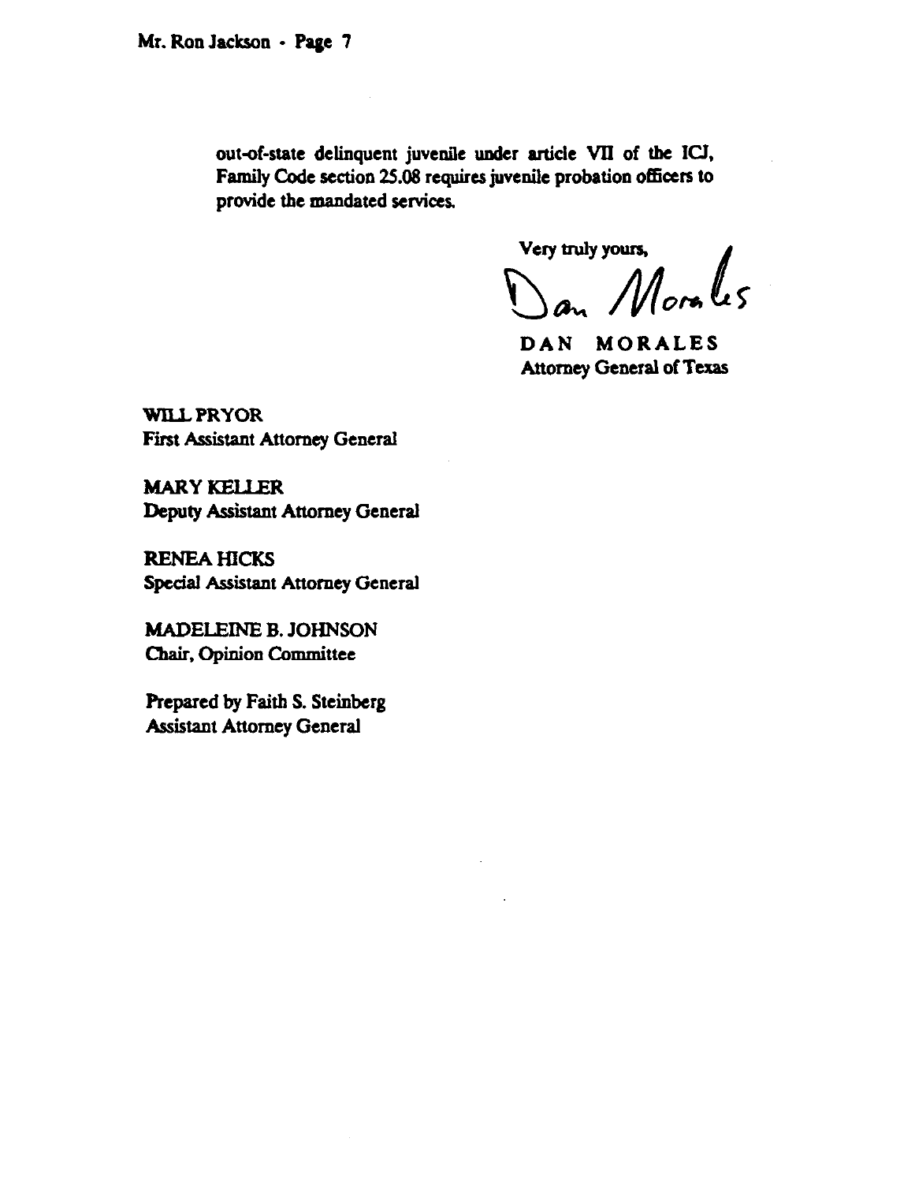out-of-state delinquent juvenile under article VII of the ICJ, Family Code section 25.08 requires juvenile probation officers to provide the mandated services.

Very truly yours,

Dan Morales

DAN MORALES
Attorney General of Texas

WILL PRYOR
First Assistant Attorney General

MARY KELLER
Deputy Assistant Attorney General

RENEA HICKS
Special Assistant Attorney General

MADELEINE B. JOHNSON
Chair, Opinion Committee

Prepared by Faith S. Steinberg
Assistant Attorney General